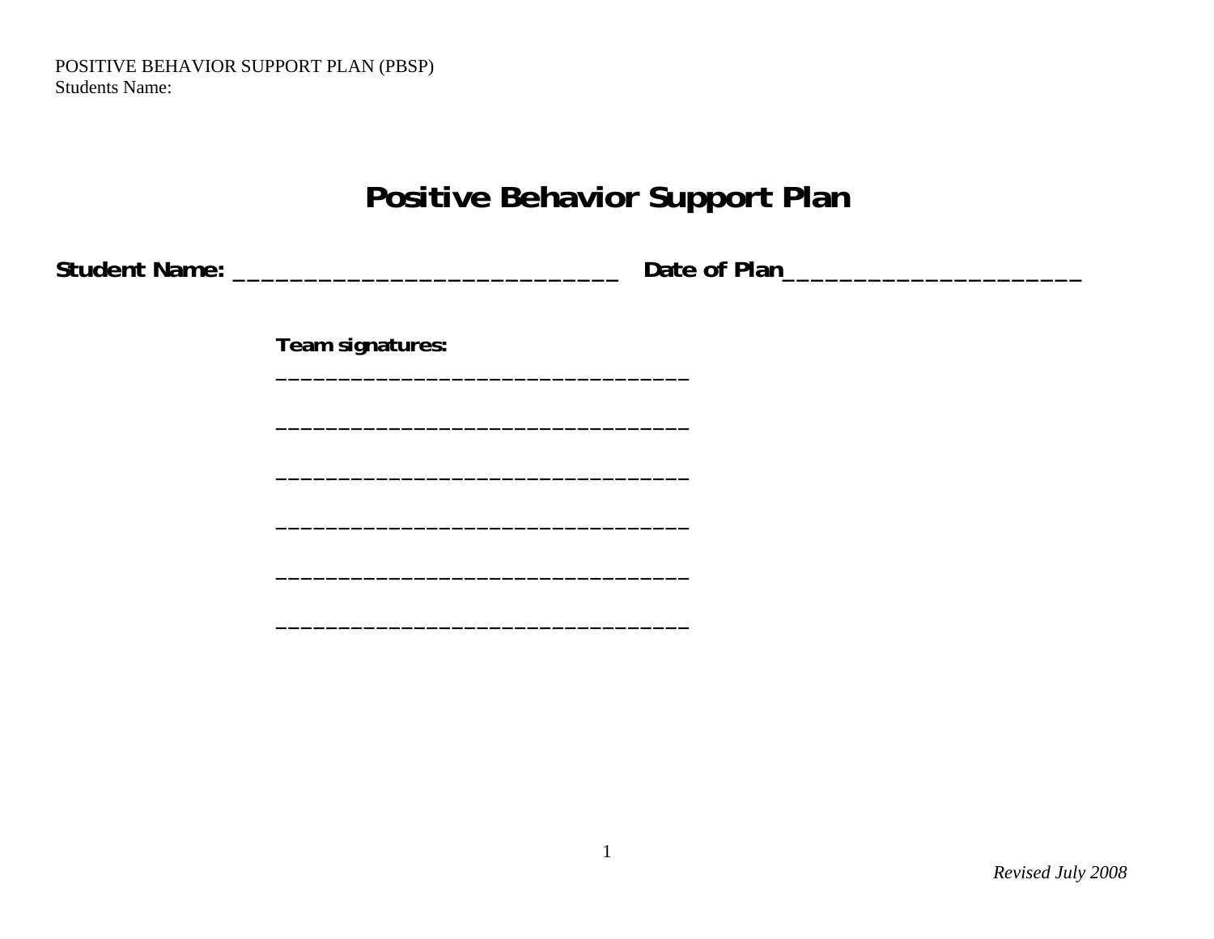# Positive Behavior Support Plan

**Student Name: ____________________________   Date of Plan_____________________**

**Team signatures:**

**______________________________**

**______________________________**

**______________________________**

**______________________________**

**______________________________**

**______________________________**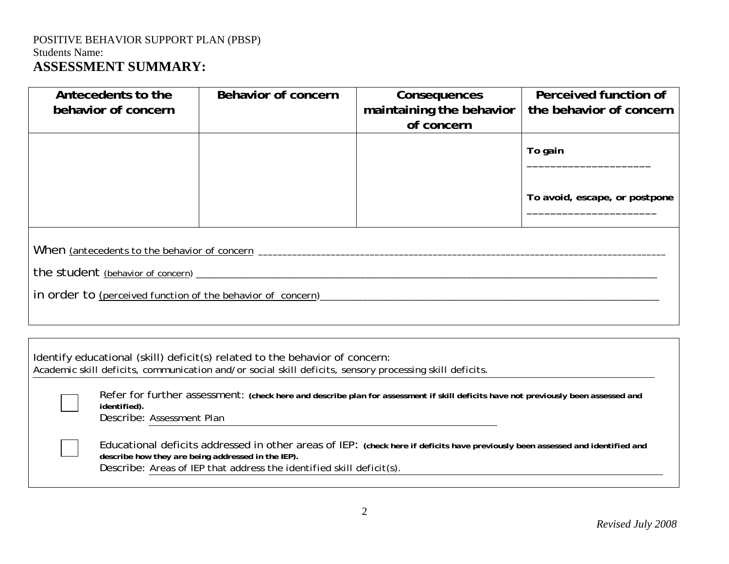POSITIVE BEHAVIOR SUPPORT PLAN (PBSP)

Students Name:

## ASSESSMENT SUMMARY:

| Antecedents to the behavior of concern | Behavior of concern | Consequences maintaining the behavior of concern | Perceived function of the behavior of concern |
| --- | --- | --- | --- |
| | | | **To gain** ____________________ **To avoid, escape, or postpone** ____________________ |

When (antecedents to the behavior of concern ____________________________________________________________________________

the student (behavior of concern) ____________________________________________________________________________

in order to (perceived function of the behavior of concern)____________________________________________________________

---

Identify educational (skill) deficit(s) related to the behavior of concern:

Academic skill deficits, communication and/or social skill deficits, sensory processing skill deficits.

☐ Refer for further assessment: **(check here and describe plan for assessment if skill deficits have not previously been assessed and identified).**

Describe: Assessment Plan

☐ Educational deficits addressed in other areas of IEP: **(check here if deficits have previously been assessed and identified and describe how they are being addressed in the IEP).**

Describe: Areas of IEP that address the identified skill deficit(s).

*Revised July 2008*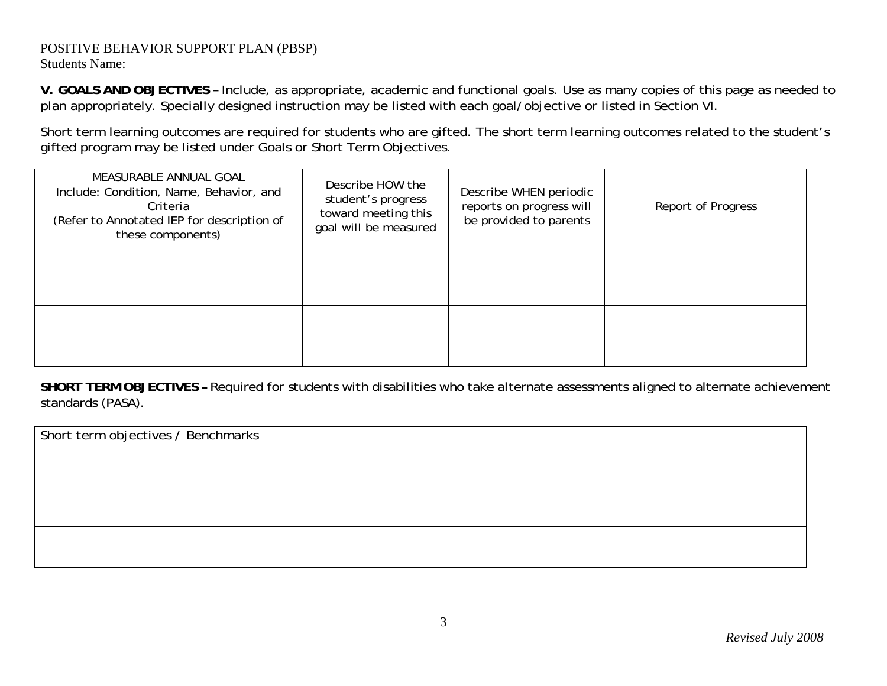POSITIVE BEHAVIOR SUPPORT PLAN (PBSP)
Students Name:

**V. GOALS AND OBJECTIVES** – Include, as appropriate, academic and functional goals. Use as many copies of this page as needed to plan appropriately. Specially designed instruction may be listed with each goal/objective or listed in Section VI.

Short term learning outcomes are required for students who are gifted. The short term learning outcomes related to the student's gifted program may be listed under Goals or Short Term Objectives.

| MEASURABLE ANNUAL GOAL Include: Condition, Name, Behavior, and Criteria (Refer to Annotated IEP for description of these components) | Describe HOW the student's progress toward meeting this goal will be measured | Describe WHEN periodic reports on progress will be provided to parents | Report of Progress |
|---|---|---|---|
| | | | |
| | | | |

**SHORT TERM OBJECTIVES –** Required for students with disabilities who take alternate assessments aligned to alternate achievement standards (PASA).

| Short term objectives / Benchmarks |
|---|
| |
| |
| |

*Revised July 2008*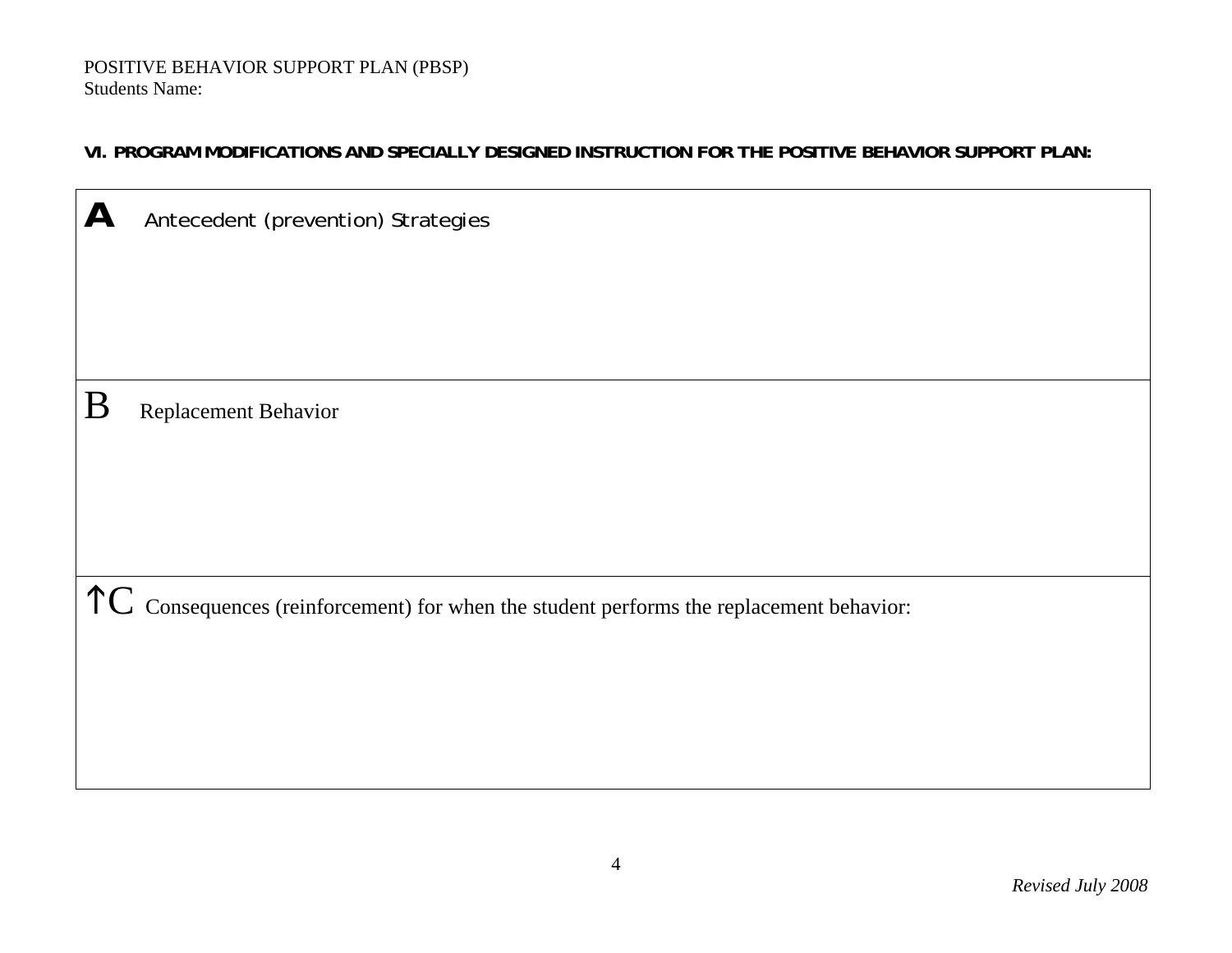POSITIVE BEHAVIOR SUPPORT PLAN (PBSP)
Students Name:

**VI. PROGRAM MODIFICATIONS AND SPECIALLY DESIGNED INSTRUCTION FOR THE POSITIVE BEHAVIOR SUPPORT PLAN:**

| **A** Antecedent (prevention) Strategies |
|---|
| B Replacement Behavior |
| ↑C Consequences (reinforcement) for when the student performs the replacement behavior: |

*Revised July 2008*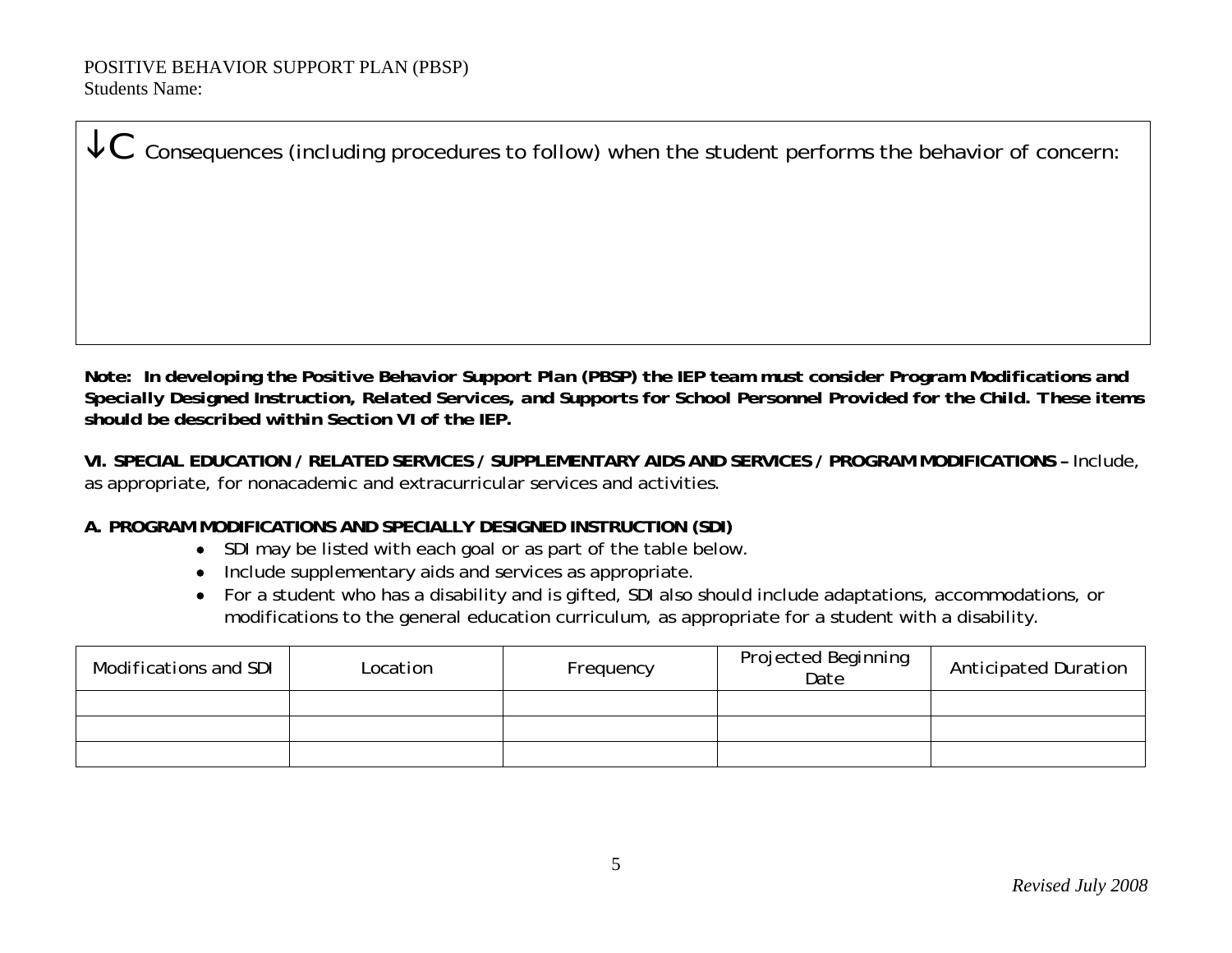POSITIVE BEHAVIOR SUPPORT PLAN (PBSP)
Students Name:

| ↓C Consequences (including procedures to follow) when the student performs the behavior of concern: |
|---|
| |

**Note: In developing the Positive Behavior Support Plan (PBSP) the IEP team must consider Program Modifications and Specially Designed Instruction, Related Services, and Supports for School Personnel Provided for the Child. These items should be described within Section VI of the IEP.**

**VI. SPECIAL EDUCATION / RELATED SERVICES / SUPPLEMENTARY AIDS AND SERVICES / PROGRAM MODIFICATIONS –** Include, as appropriate, for nonacademic and extracurricular services and activities.

**A. PROGRAM MODIFICATIONS AND SPECIALLY DESIGNED INSTRUCTION (SDI)**

- SDI may be listed with each goal or as part of the table below.
- Include supplementary aids and services as appropriate.
- For a student who has a disability and is gifted, SDI also should include adaptations, accommodations, or modifications to the general education curriculum, as appropriate for a student with a disability.

| Modifications and SDI | Location | Frequency | Projected Beginning Date | Anticipated Duration |
|---|---|---|---|---|
| | | | | |
| | | | | |
| | | | | |

*Revised July 2008*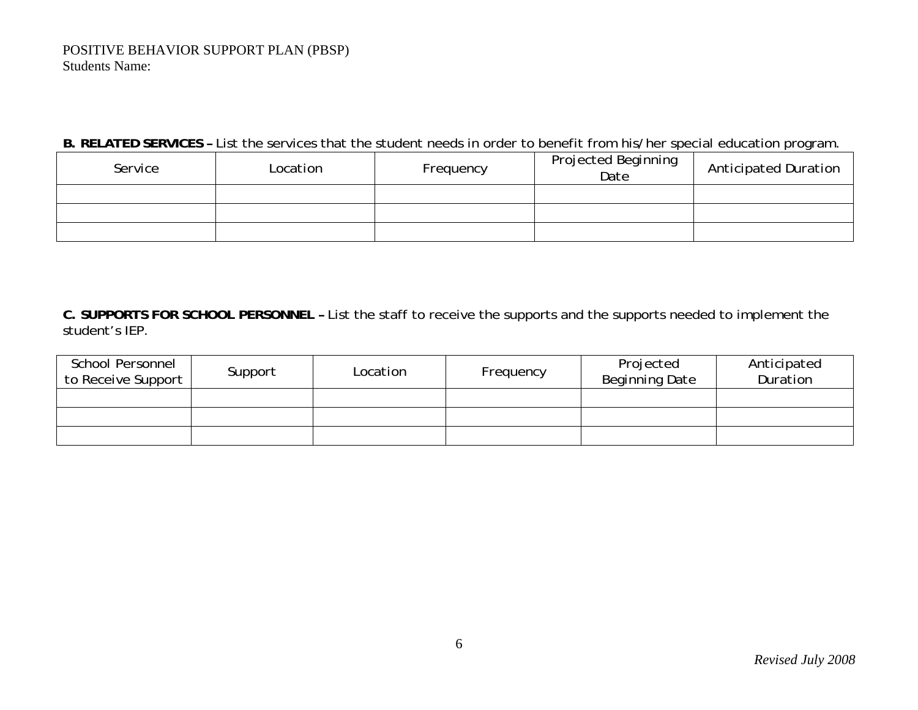POSITIVE BEHAVIOR SUPPORT PLAN (PBSP)
Students Name:

**B. RELATED SERVICES –** List the services that the student needs in order to benefit from his/her special education program.

| Service | Location | Frequency | Projected Beginning Date | Anticipated Duration |
|---|---|---|---|---|
| | | | | |
| | | | | |
| | | | | |

**C. SUPPORTS FOR SCHOOL PERSONNEL –** List the staff to receive the supports and the supports needed to implement the student's IEP.

| School Personnel to Receive Support | Support | Location | Frequency | Projected Beginning Date | Anticipated Duration |
|---|---|---|---|---|---|
| | | | | | |
| | | | | | |
| | | | | | |

*Revised July 2008*